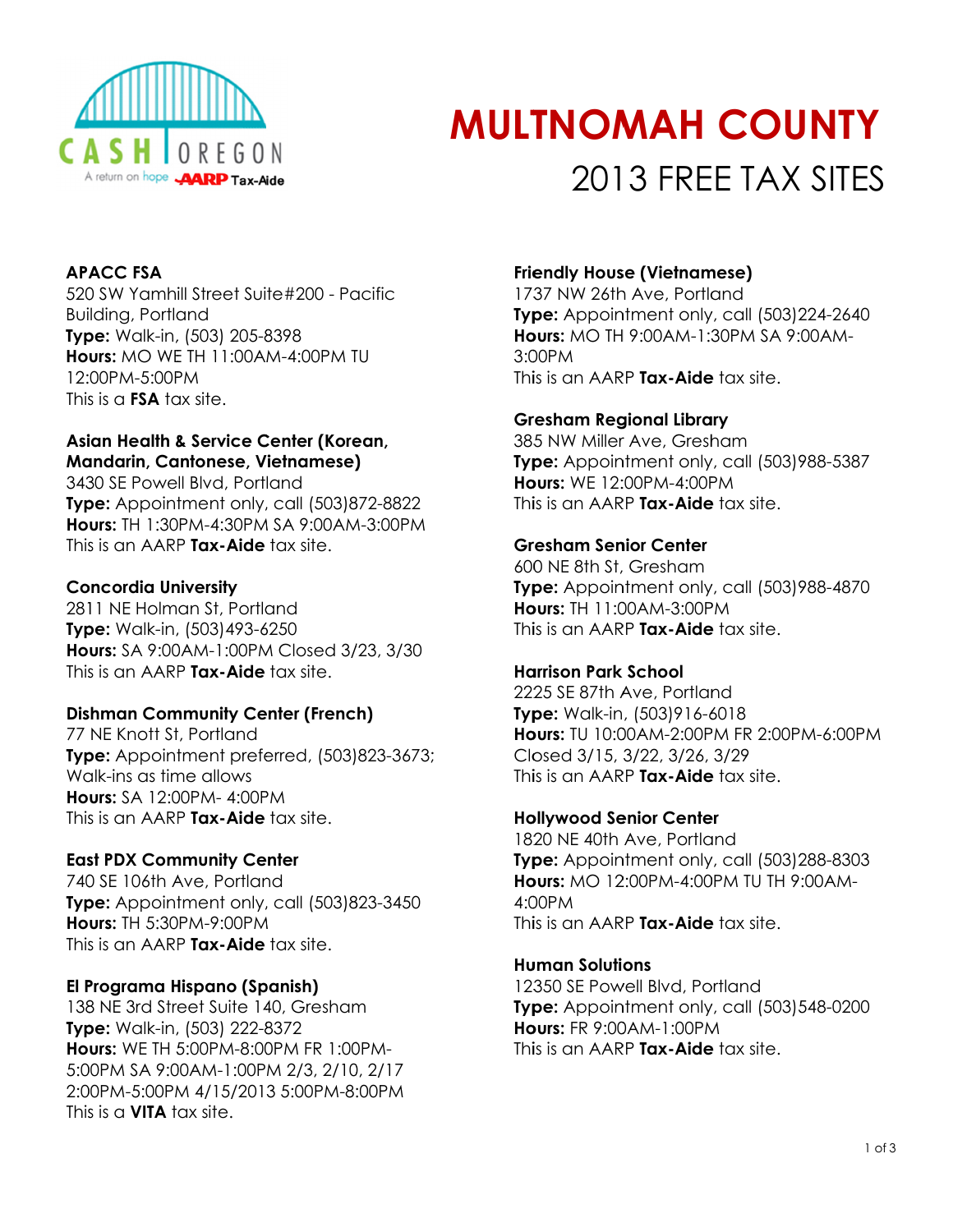# MULTNOMAH COUNTY

## 2013 FREE TAX SITES

**APACC FSA**
520 SW Yamhill Street Suite#200 - Pacific Building, Portland
**Type:** Walk-in, (503) 205-8398
**Hours:** MO WE TH 11:00AM-4:00PM TU 12:00PM-5:00PM
This is a **FSA** tax site.

**Asian Health & Service Center (Korean, Mandarin, Cantonese, Vietnamese)**
3430 SE Powell Blvd, Portland
**Type:** Appointment only, call (503)872-8822
**Hours:** TH 1:30PM-4:30PM SA 9:00AM-3:00PM
This is an AARP **Tax-Aide** tax site.

**Concordia University**
2811 NE Holman St, Portland
**Type:** Walk-in, (503)493-6250
**Hours:** SA 9:00AM-1:00PM Closed 3/23, 3/30
This is an AARP **Tax-Aide** tax site.

**Dishman Community Center (French)**
77 NE Knott St, Portland
**Type:** Appointment preferred, (503)823-3673; Walk-ins as time allows
**Hours:** SA 12:00PM- 4:00PM
This is an AARP **Tax-Aide** tax site.

**East PDX Community Center**
740 SE 106th Ave, Portland
**Type:** Appointment only, call (503)823-3450
**Hours:** TH 5:30PM-9:00PM
This is an AARP **Tax-Aide** tax site.

**El Programa Hispano (Spanish)**
138 NE 3rd Street Suite 140, Gresham
**Type:** Walk-in, (503) 222-8372
**Hours:** WE TH 5:00PM-8:00PM FR 1:00PM-5:00PM SA 9:00AM-1:00PM 2/3, 2/10, 2/17 2:00PM-5:00PM 4/15/2013 5:00PM-8:00PM
This is a **VITA** tax site.

**Friendly House (Vietnamese)**
1737 NW 26th Ave, Portland
**Type:** Appointment only, call (503)224-2640
**Hours:** MO TH 9:00AM-1:30PM SA 9:00AM-3:00PM
This is an AARP **Tax-Aide** tax site.

**Gresham Regional Library**
385 NW Miller Ave, Gresham
**Type:** Appointment only, call (503)988-5387
**Hours:** WE 12:00PM-4:00PM
This is an AARP **Tax-Aide** tax site.

**Gresham Senior Center**
600 NE 8th St, Gresham
**Type:** Appointment only, call (503)988-4870
**Hours:** TH 11:00AM-3:00PM
This is an AARP **Tax-Aide** tax site.

**Harrison Park School**
2225 SE 87th Ave, Portland
**Type:** Walk-in, (503)916-6018
**Hours:** TU 10:00AM-2:00PM FR 2:00PM-6:00PM Closed 3/15, 3/22, 3/26, 3/29
This is an AARP **Tax-Aide** tax site.

**Hollywood Senior Center**
1820 NE 40th Ave, Portland
**Type:** Appointment only, call (503)288-8303
**Hours:** MO 12:00PM-4:00PM TU TH 9:00AM-4:00PM
This is an AARP **Tax-Aide** tax site.

**Human Solutions**
12350 SE Powell Blvd, Portland
**Type:** Appointment only, call (503)548-0200
**Hours:** FR 9:00AM-1:00PM
This is an AARP **Tax-Aide** tax site.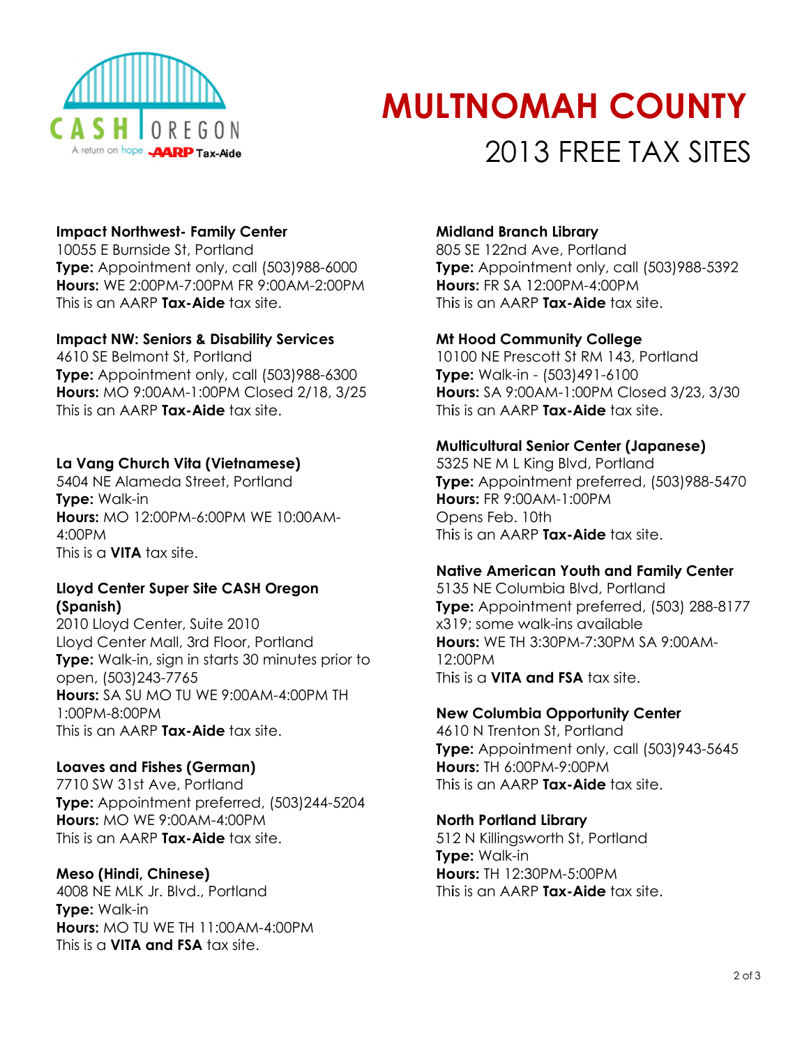# MULTNOMAH COUNTY

## 2013 FREE TAX SITES

**Impact Northwest- Family Center**
10055 E Burnside St, Portland
**Type:** Appointment only, call (503)988-6000
**Hours:** WE 2:00PM-7:00PM FR 9:00AM-2:00PM
This is an AARP **Tax-Aide** tax site.

**Impact NW: Seniors & Disability Services**
4610 SE Belmont St, Portland
**Type:** Appointment only, call (503)988-6300
**Hours:** MO 9:00AM-1:00PM Closed 2/18, 3/25
This is an AARP **Tax-Aide** tax site.

**La Vang Church Vita (Vietnamese)**
5404 NE Alameda Street, Portland
**Type:** Walk-in
**Hours:** MO 12:00PM-6:00PM WE 10:00AM-4:00PM
This is a **VITA** tax site.

**Lloyd Center Super Site CASH Oregon (Spanish)**
2010 Lloyd Center, Suite 2010
Lloyd Center Mall, 3rd Floor, Portland
**Type:** Walk-in, sign in starts 30 minutes prior to open, (503)243-7765
**Hours:** SA SU MO TU WE 9:00AM-4:00PM TH 1:00PM-8:00PM
This is an AARP **Tax-Aide** tax site.

**Loaves and Fishes (German)**
7710 SW 31st Ave, Portland
**Type:** Appointment preferred, (503)244-5204
**Hours:** MO WE 9:00AM-4:00PM
This is an AARP **Tax-Aide** tax site.

**Meso (Hindi, Chinese)**
4008 NE MLK Jr. Blvd., Portland
**Type:** Walk-in
**Hours:** MO TU WE TH 11:00AM-4:00PM
This is a **VITA and FSA** tax site.

**Midland Branch Library**
805 SE 122nd Ave, Portland
**Type:** Appointment only, call (503)988-5392
**Hours:** FR SA 12:00PM-4:00PM
This is an AARP **Tax-Aide** tax site.

**Mt Hood Community College**
10100 NE Prescott St RM 143, Portland
**Type:** Walk-in - (503)491-6100
**Hours:** SA 9:00AM-1:00PM Closed 3/23, 3/30
This is an AARP **Tax-Aide** tax site.

**Multicultural Senior Center (Japanese)**
5325 NE M L King Blvd, Portland
**Type:** Appointment preferred, (503)988-5470
**Hours:** FR 9:00AM-1:00PM
Opens Feb. 10th
This is an AARP **Tax-Aide** tax site.

**Native American Youth and Family Center**
5135 NE Columbia Blvd, Portland
**Type:** Appointment preferred, (503) 288-8177 x319; some walk-ins available
**Hours:** WE TH 3:30PM-7:30PM SA 9:00AM-12:00PM
This is a **VITA and FSA** tax site.

**New Columbia Opportunity Center**
4610 N Trenton St, Portland
**Type:** Appointment only, call (503)943-5645
**Hours:** TH 6:00PM-9:00PM
This is an AARP **Tax-Aide** tax site.

**North Portland Library**
512 N Killingsworth St, Portland
**Type:** Walk-in
**Hours:** TH 12:30PM-5:00PM
This is an AARP **Tax-Aide** tax site.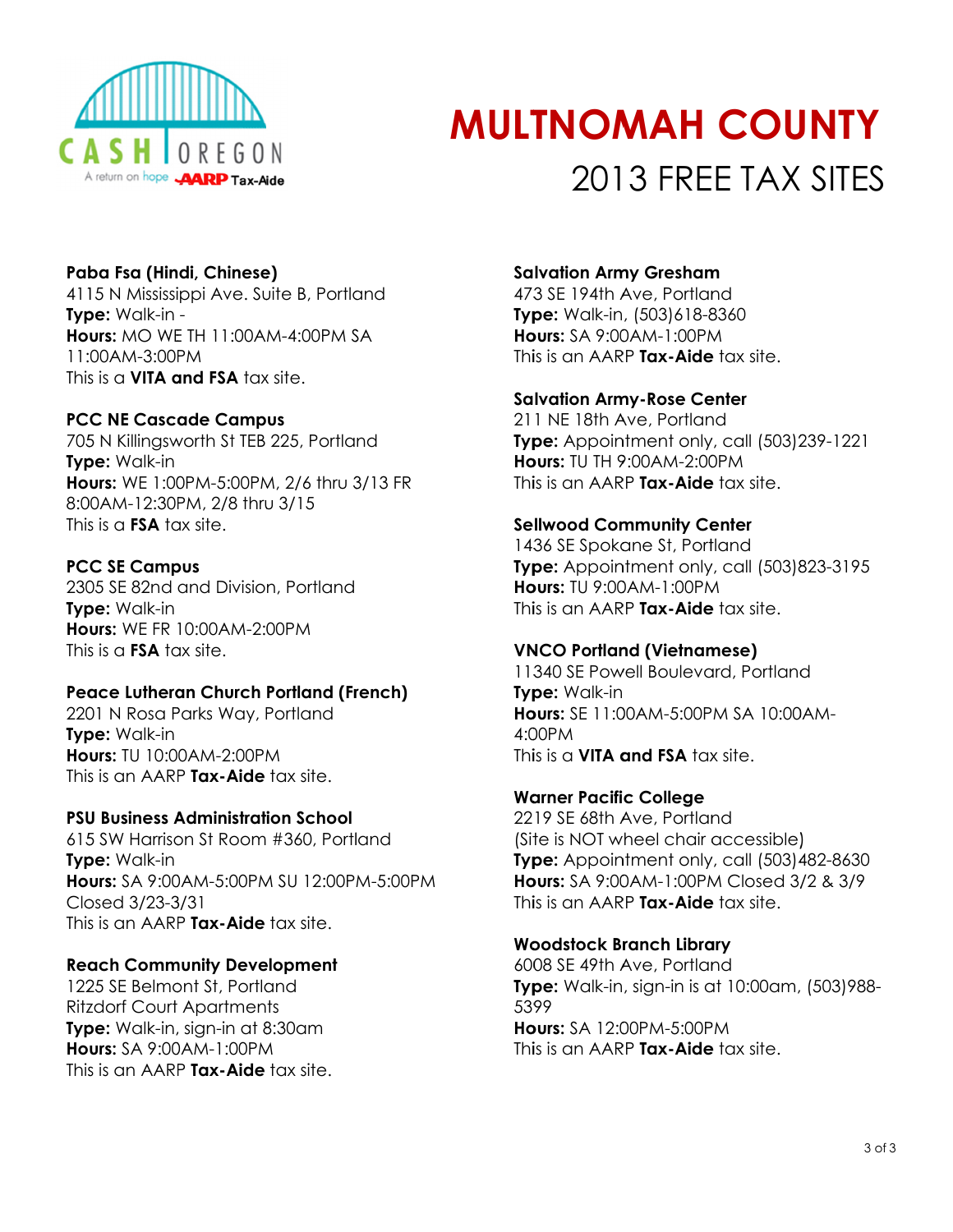CASH OREGON
A return on hope AARP Tax-Aide

# MULTNOMAH COUNTY

## 2013 FREE TAX SITES

**Paba Fsa (Hindi, Chinese)**
4115 N Mississippi Ave. Suite B, Portland
**Type:** Walk-in -
**Hours:** MO WE TH 11:00AM-4:00PM SA 11:00AM-3:00PM
This is a **VITA and FSA** tax site.

**PCC NE Cascade Campus**
705 N Killingsworth St TEB 225, Portland
**Type:** Walk-in
**Hours:** WE 1:00PM-5:00PM, 2/6 thru 3/13 FR 8:00AM-12:30PM, 2/8 thru 3/15
This is a **FSA** tax site.

**PCC SE Campus**
2305 SE 82nd and Division, Portland
**Type:** Walk-in
**Hours:** WE FR 10:00AM-2:00PM
This is a **FSA** tax site.

**Peace Lutheran Church Portland (French)**
2201 N Rosa Parks Way, Portland
**Type:** Walk-in
**Hours:** TU 10:00AM-2:00PM
This is an AARP **Tax-Aide** tax site.

**PSU Business Administration School**
615 SW Harrison St Room #360, Portland
**Type:** Walk-in
**Hours:** SA 9:00AM-5:00PM SU 12:00PM-5:00PM Closed 3/23-3/31
This is an AARP **Tax-Aide** tax site.

**Reach Community Development**
1225 SE Belmont St, Portland
Ritzdorf Court Apartments
**Type:** Walk-in, sign-in at 8:30am
**Hours:** SA 9:00AM-1:00PM
This is an AARP **Tax-Aide** tax site.

**Salvation Army Gresham**
473 SE 194th Ave, Portland
**Type:** Walk-in, (503)618-8360
**Hours:** SA 9:00AM-1:00PM
This is an AARP **Tax-Aide** tax site.

**Salvation Army-Rose Center**
211 NE 18th Ave, Portland
**Type:** Appointment only, call (503)239-1221
**Hours:** TU TH 9:00AM-2:00PM
This is an AARP **Tax-Aide** tax site.

**Sellwood Community Center**
1436 SE Spokane St, Portland
**Type:** Appointment only, call (503)823-3195
**Hours:** TU 9:00AM-1:00PM
This is an AARP **Tax-Aide** tax site.

**VNCO Portland (Vietnamese)**
11340 SE Powell Boulevard, Portland
**Type:** Walk-in
**Hours:** SE 11:00AM-5:00PM SA 10:00AM-4:00PM
This is a **VITA and FSA** tax site.

**Warner Pacific College**
2219 SE 68th Ave, Portland
(Site is NOT wheel chair accessible)
**Type:** Appointment only, call (503)482-8630
**Hours:** SA 9:00AM-1:00PM Closed 3/2 & 3/9
This is an AARP **Tax-Aide** tax site.

**Woodstock Branch Library**
6008 SE 49th Ave, Portland
**Type:** Walk-in, sign-in is at 10:00am, (503)988-5399
**Hours:** SA 12:00PM-5:00PM
This is an AARP **Tax-Aide** tax site.